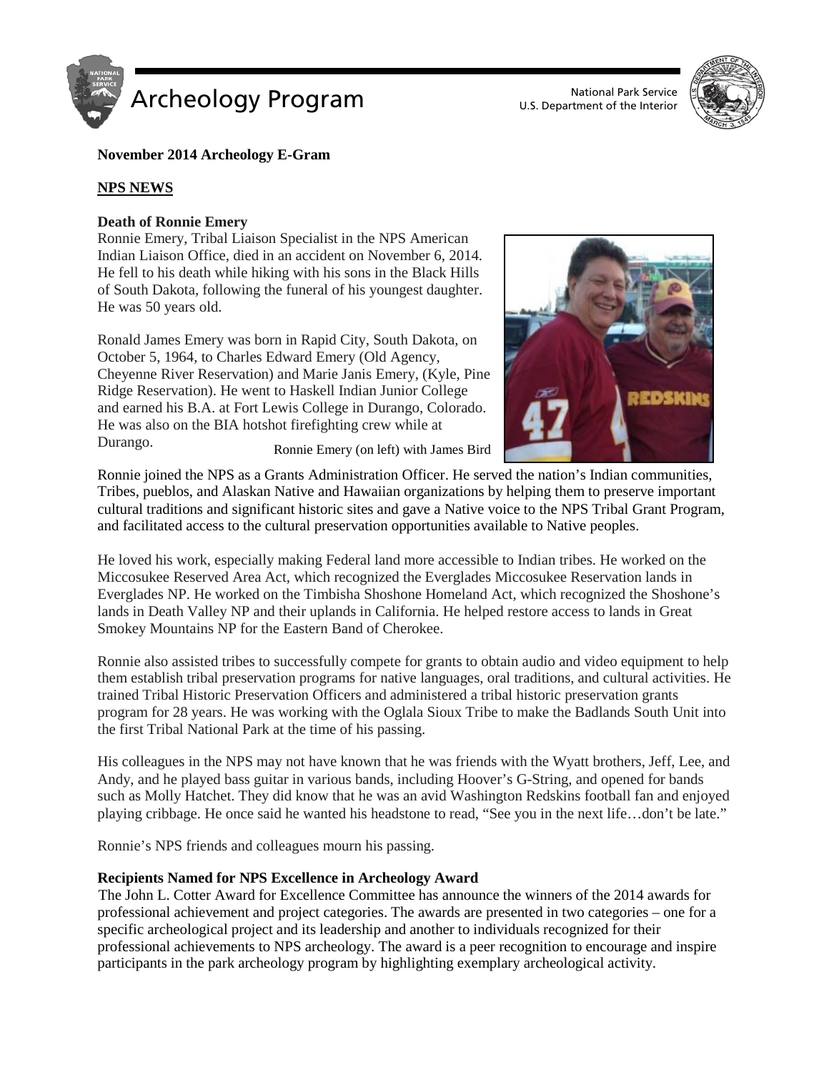**November 2014 Archeology E-Gram**

**NPS NEWS**

**Death of Ronnie Emery**

Ronnie Emery, Tribal Liaison Specialist in the NPS American Indian Liaison Office, died in an accident on November 6, 2014. He fell to his death while hiking with his sons in the Black Hills of South Dakota, following the funeral of his youngest daughter. He was 50 years old.

Ronald James Emery was born in Rapid City, South Dakota, on October 5, 1964, to Charles Edward Emery (Old Agency, Cheyenne River Reservation) and Marie Janis Emery, (Kyle, Pine Ridge Reservation). He went to Haskell Indian Junior College and earned his B.A. at Fort Lewis College in Durango, Colorado. He was also on the BIA hotshot firefighting crew while at Durango.

Ronnie Emery (on left) with James Bird

Ronnie joined the NPS as a Grants Administration Officer. He served the nation's Indian communities, Tribes, pueblos, and Alaskan Native and Hawaiian organizations by helping them to preserve important cultural traditions and significant historic sites and gave a Native voice to the NPS Tribal Grant Program, and facilitated access to the cultural preservation opportunities available to Native peoples.

He loved his work, especially making Federal land more accessible to Indian tribes. He worked on the Miccosukee Reserved Area Act, which recognized the Everglades Miccosukee Reservation lands in Everglades NP. He worked on the Timbisha Shoshone Homeland Act, which recognized the Shoshone's lands in Death Valley NP and their uplands in California. He helped restore access to lands in Great Smokey Mountains NP for the Eastern Band of Cherokee.

Ronnie also assisted tribes to successfully compete for grants to obtain audio and video equipment to help them establish tribal preservation programs for native languages, oral traditions, and cultural activities. He trained Tribal Historic Preservation Officers and administered a tribal historic preservation grants program for 28 years. He was working with the Oglala Sioux Tribe to make the Badlands South Unit into the first Tribal National Park at the time of his passing.

His colleagues in the NPS may not have known that he was friends with the Wyatt brothers, Jeff, Lee, and Andy, and he played bass guitar in various bands, including Hoover's G-String, and opened for bands such as Molly Hatchet. They did know that he was an avid Washington Redskins football fan and enjoyed playing cribbage. He once said he wanted his headstone to read, "See you in the next life…don't be late."

Ronnie's NPS friends and colleagues mourn his passing.

**Recipients Named for NPS Excellence in Archeology Award**

The John L. Cotter Award for Excellence Committee has announce the winners of the 2014 awards for professional achievement and project categories. The awards are presented in two categories – one for a specific archeological project and its leadership and another to individuals recognized for their professional achievements to NPS archeology. The award is a peer recognition to encourage and inspire participants in the park archeology program by highlighting exemplary archeological activity.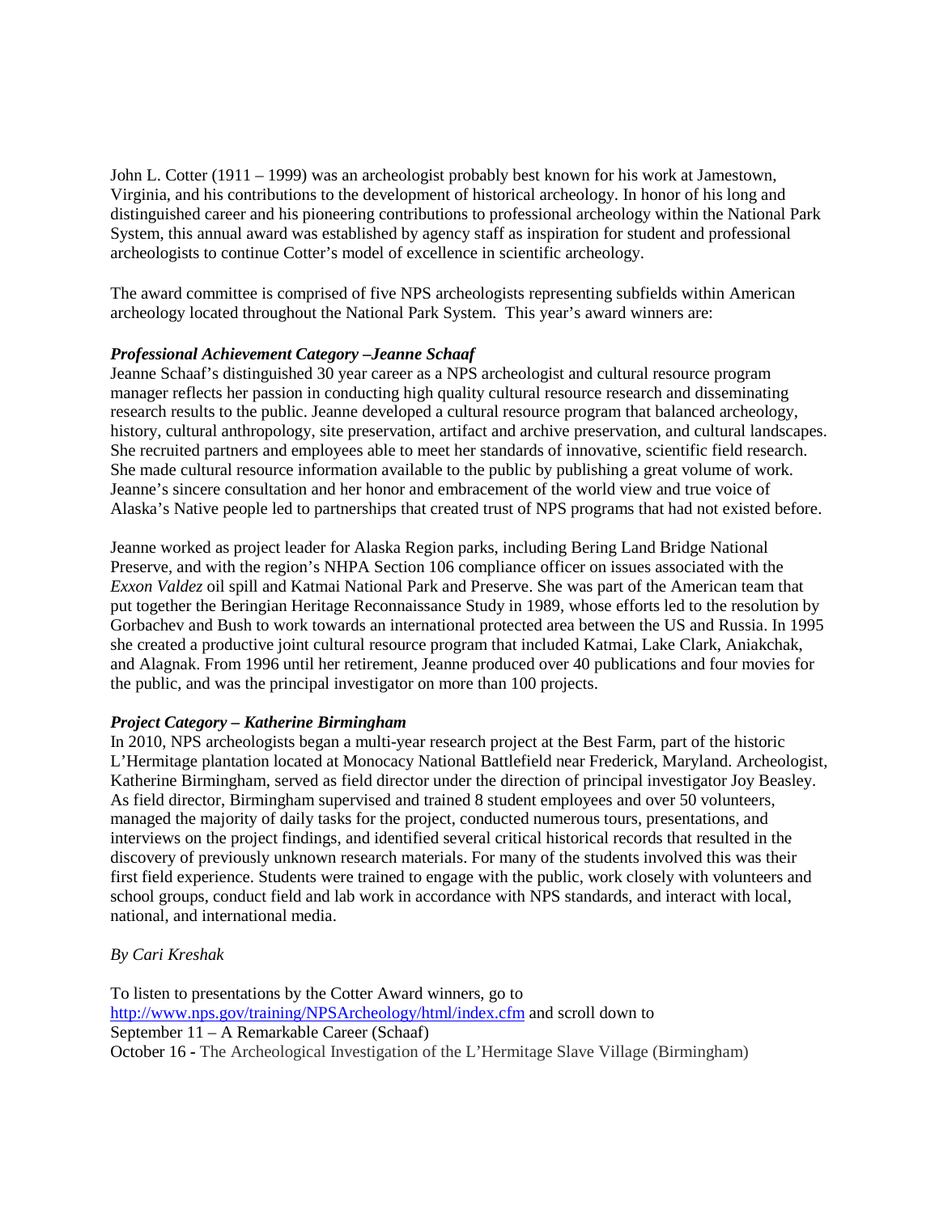John L. Cotter (1911 – 1999) was an archeologist probably best known for his work at Jamestown, Virginia, and his contributions to the development of historical archeology. In honor of his long and distinguished career and his pioneering contributions to professional archeology within the National Park System, this annual award was established by agency staff as inspiration for student and professional archeologists to continue Cotter's model of excellence in scientific archeology.

The award committee is comprised of five NPS archeologists representing subfields within American archeology located throughout the National Park System. This year's award winners are:

***Professional Achievement Category –Jeanne Schaaf***

Jeanne Schaaf's distinguished 30 year career as a NPS archeologist and cultural resource program manager reflects her passion in conducting high quality cultural resource research and disseminating research results to the public. Jeanne developed a cultural resource program that balanced archeology, history, cultural anthropology, site preservation, artifact and archive preservation, and cultural landscapes. She recruited partners and employees able to meet her standards of innovative, scientific field research. She made cultural resource information available to the public by publishing a great volume of work. Jeanne's sincere consultation and her honor and embracement of the world view and true voice of Alaska's Native people led to partnerships that created trust of NPS programs that had not existed before.

Jeanne worked as project leader for Alaska Region parks, including Bering Land Bridge National Preserve, and with the region's NHPA Section 106 compliance officer on issues associated with the *Exxon Valdez* oil spill and Katmai National Park and Preserve. She was part of the American team that put together the Beringian Heritage Reconnaissance Study in 1989, whose efforts led to the resolution by Gorbachev and Bush to work towards an international protected area between the US and Russia. In 1995 she created a productive joint cultural resource program that included Katmai, Lake Clark, Aniakchak, and Alagnak. From 1996 until her retirement, Jeanne produced over 40 publications and four movies for the public, and was the principal investigator on more than 100 projects.

***Project Category – Katherine Birmingham***

In 2010, NPS archeologists began a multi-year research project at the Best Farm, part of the historic L'Hermitage plantation located at Monocacy National Battlefield near Frederick, Maryland. Archeologist, Katherine Birmingham, served as field director under the direction of principal investigator Joy Beasley. As field director, Birmingham supervised and trained 8 student employees and over 50 volunteers, managed the majority of daily tasks for the project, conducted numerous tours, presentations, and interviews on the project findings, and identified several critical historical records that resulted in the discovery of previously unknown research materials. For many of the students involved this was their first field experience. Students were trained to engage with the public, work closely with volunteers and school groups, conduct field and lab work in accordance with NPS standards, and interact with local, national, and international media.

*By Cari Kreshak*

To listen to presentations by the Cotter Award winners, go to
http://www.nps.gov/training/NPSArcheology/html/index.cfm and scroll down to
September 11 – A Remarkable Career (Schaaf)
October 16 - The Archeological Investigation of the L'Hermitage Slave Village (Birmingham)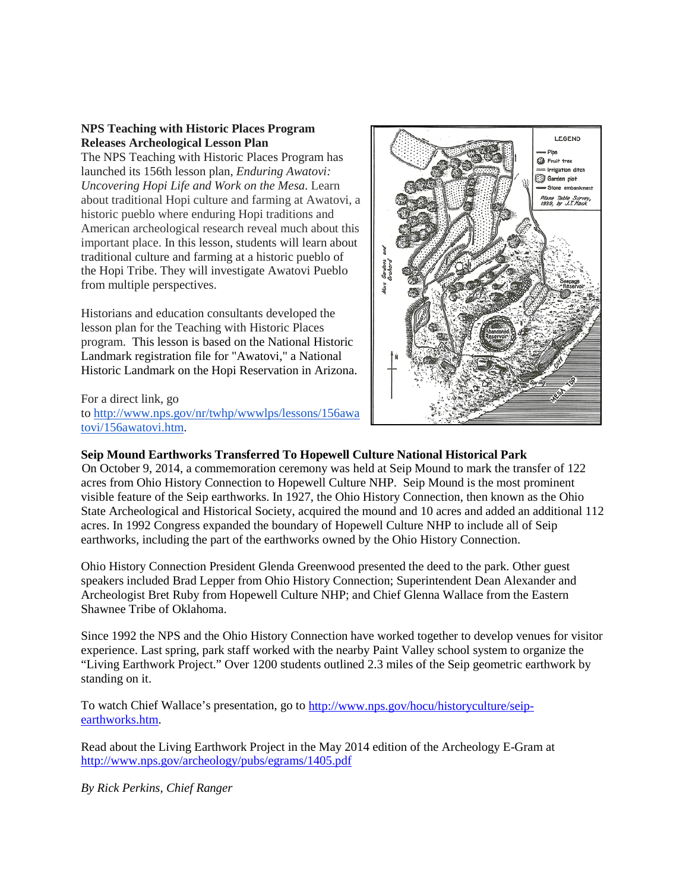**NPS Teaching with Historic Places Program Releases Archeological Lesson Plan**

The NPS Teaching with Historic Places Program has launched its 156th lesson plan, *Enduring Awatovi: Uncovering Hopi Life and Work on the Mesa*. Learn about traditional Hopi culture and farming at Awatovi, a historic pueblo where enduring Hopi traditions and American archeological research reveal much about this important place. In this lesson, students will learn about traditional culture and farming at a historic pueblo of the Hopi Tribe. They will investigate Awatovi Pueblo from multiple perspectives.

Historians and education consultants developed the lesson plan for the Teaching with Historic Places program. This lesson is based on the National Historic Landmark registration file for "Awatovi," a National Historic Landmark on the Hopi Reservation in Arizona.

For a direct link, go to http://www.nps.gov/nr/twhp/wwwlps/lessons/156awatovi/156awatovi.htm.

**Seip Mound Earthworks Transferred To Hopewell Culture National Historical Park**

On October 9, 2014, a commemoration ceremony was held at Seip Mound to mark the transfer of 122 acres from Ohio History Connection to Hopewell Culture NHP. Seip Mound is the most prominent visible feature of the Seip earthworks. In 1927, the Ohio History Connection, then known as the Ohio State Archeological and Historical Society, acquired the mound and 10 acres and added an additional 112 acres. In 1992 Congress expanded the boundary of Hopewell Culture NHP to include all of Seip earthworks, including the part of the earthworks owned by the Ohio History Connection.

Ohio History Connection President Glenda Greenwood presented the deed to the park. Other guest speakers included Brad Lepper from Ohio History Connection; Superintendent Dean Alexander and Archeologist Bret Ruby from Hopewell Culture NHP; and Chief Glenna Wallace from the Eastern Shawnee Tribe of Oklahoma.

Since 1992 the NPS and the Ohio History Connection have worked together to develop venues for visitor experience. Last spring, park staff worked with the nearby Paint Valley school system to organize the "Living Earthwork Project." Over 1200 students outlined 2.3 miles of the Seip geometric earthwork by standing on it.

To watch Chief Wallace's presentation, go to http://www.nps.gov/hocu/historyculture/seip-earthworks.htm.

Read about the Living Earthwork Project in the May 2014 edition of the Archeology E-Gram at http://www.nps.gov/archeology/pubs/egrams/1405.pdf

*By Rick Perkins, Chief Ranger*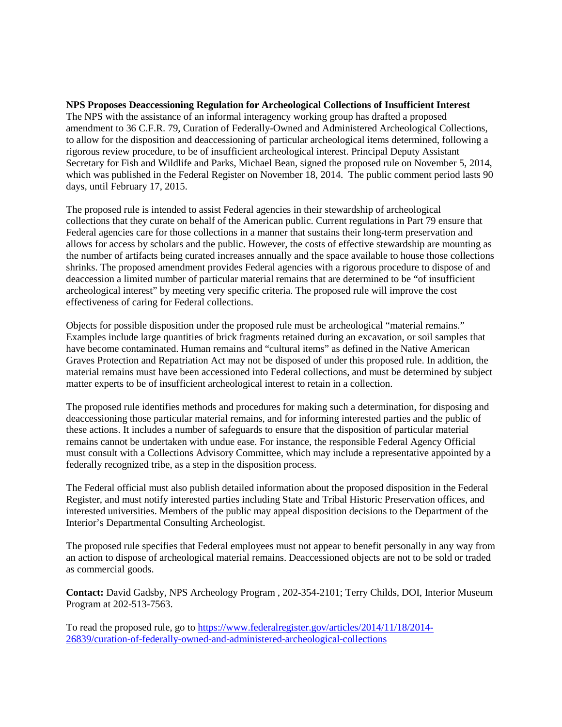**NPS Proposes Deaccessioning Regulation for Archeological Collections of Insufficient Interest**
The NPS with the assistance of an informal interagency working group has drafted a proposed amendment to 36 C.F.R. 79, Curation of Federally-Owned and Administered Archeological Collections, to allow for the disposition and deaccessioning of particular archeological items determined, following a rigorous review procedure, to be of insufficient archeological interest. Principal Deputy Assistant Secretary for Fish and Wildlife and Parks, Michael Bean, signed the proposed rule on November 5, 2014, which was published in the Federal Register on November 18, 2014. The public comment period lasts 90 days, until February 17, 2015.

The proposed rule is intended to assist Federal agencies in their stewardship of archeological collections that they curate on behalf of the American public. Current regulations in Part 79 ensure that Federal agencies care for those collections in a manner that sustains their long-term preservation and allows for access by scholars and the public. However, the costs of effective stewardship are mounting as the number of artifacts being curated increases annually and the space available to house those collections shrinks. The proposed amendment provides Federal agencies with a rigorous procedure to dispose of and deaccession a limited number of particular material remains that are determined to be "of insufficient archeological interest" by meeting very specific criteria. The proposed rule will improve the cost effectiveness of caring for Federal collections.

Objects for possible disposition under the proposed rule must be archeological "material remains." Examples include large quantities of brick fragments retained during an excavation, or soil samples that have become contaminated. Human remains and "cultural items" as defined in the Native American Graves Protection and Repatriation Act may not be disposed of under this proposed rule. In addition, the material remains must have been accessioned into Federal collections, and must be determined by subject matter experts to be of insufficient archeological interest to retain in a collection.

The proposed rule identifies methods and procedures for making such a determination, for disposing and deaccessioning those particular material remains, and for informing interested parties and the public of these actions. It includes a number of safeguards to ensure that the disposition of particular material remains cannot be undertaken with undue ease. For instance, the responsible Federal Agency Official must consult with a Collections Advisory Committee, which may include a representative appointed by a federally recognized tribe, as a step in the disposition process.

The Federal official must also publish detailed information about the proposed disposition in the Federal Register, and must notify interested parties including State and Tribal Historic Preservation offices, and interested universities. Members of the public may appeal disposition decisions to the Department of the Interior's Departmental Consulting Archeologist.

The proposed rule specifies that Federal employees must not appear to benefit personally in any way from an action to dispose of archeological material remains. Deaccessioned objects are not to be sold or traded as commercial goods.

**Contact:** David Gadsby, NPS Archeology Program , 202-354-2101; Terry Childs, DOI, Interior Museum Program at 202-513-7563.

To read the proposed rule, go to [https://www.federalregister.gov/articles/2014/11/18/2014-26839/curation-of-federally-owned-and-administered-archeological-collections](https://www.federalregister.gov/articles/2014/11/18/2014-26839/curation-of-federally-owned-and-administered-archeological-collections)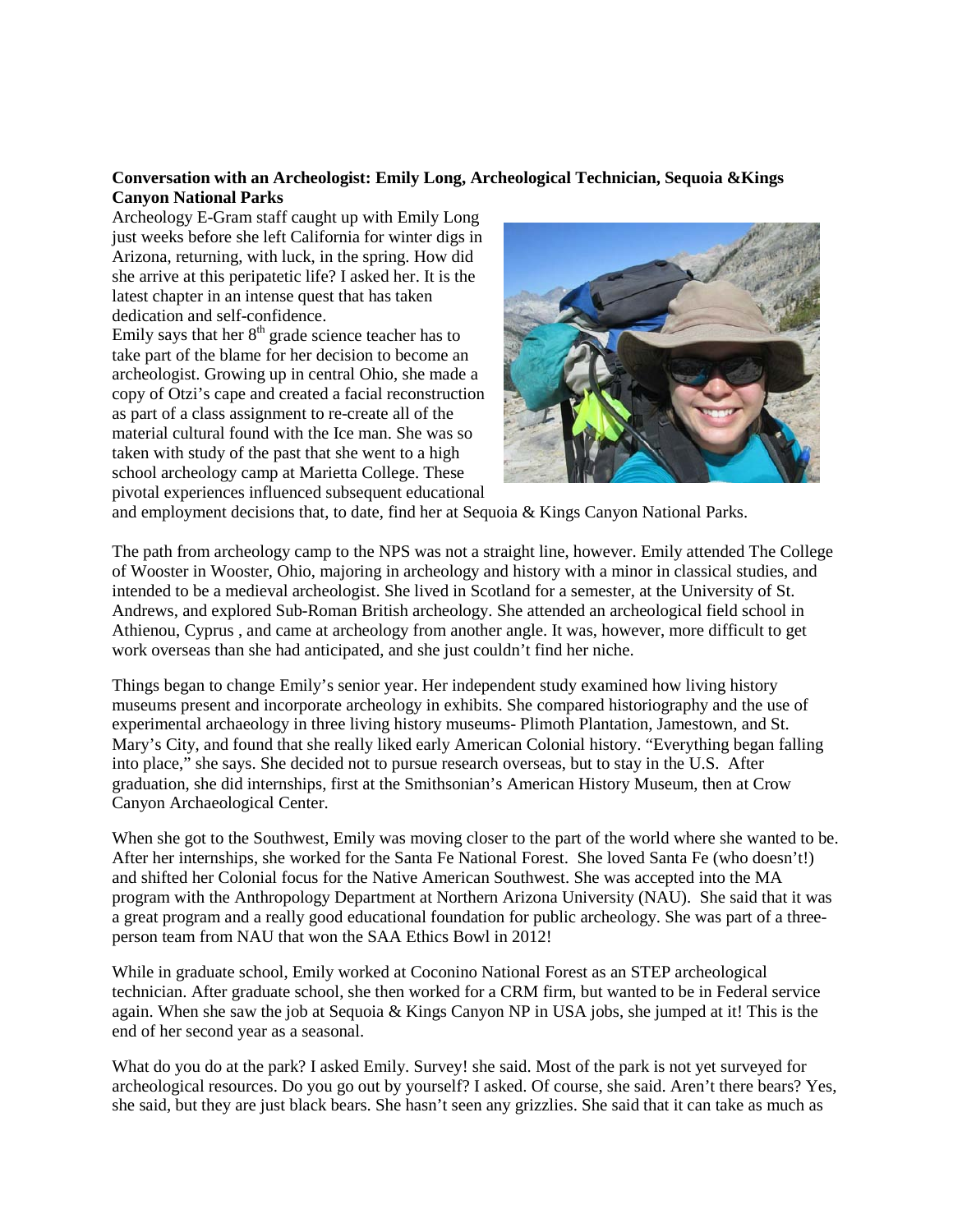**Conversation with an Archeologist: Emily Long, Archeological Technician, Sequoia &Kings Canyon National Parks**

Archeology E-Gram staff caught up with Emily Long just weeks before she left California for winter digs in Arizona, returning, with luck, in the spring. How did she arrive at this peripatetic life? I asked her. It is the latest chapter in an intense quest that has taken dedication and self-confidence.

Emily says that her 8th grade science teacher has to take part of the blame for her decision to become an archeologist. Growing up in central Ohio, she made a copy of Otzi's cape and created a facial reconstruction as part of a class assignment to re-create all of the material cultural found with the Ice man. She was so taken with study of the past that she went to a high school archeology camp at Marietta College. These pivotal experiences influenced subsequent educational and employment decisions that, to date, find her at Sequoia & Kings Canyon National Parks.

The path from archeology camp to the NPS was not a straight line, however. Emily attended The College of Wooster in Wooster, Ohio, majoring in archeology and history with a minor in classical studies, and intended to be a medieval archeologist. She lived in Scotland for a semester, at the University of St. Andrews, and explored Sub-Roman British archeology. She attended an archeological field school in Athienou, Cyprus , and came at archeology from another angle. It was, however, more difficult to get work overseas than she had anticipated, and she just couldn't find her niche.

Things began to change Emily's senior year. Her independent study examined how living history museums present and incorporate archeology in exhibits. She compared historiography and the use of experimental archaeology in three living history museums- Plimoth Plantation, Jamestown, and St. Mary's City, and found that she really liked early American Colonial history. "Everything began falling into place," she says. She decided not to pursue research overseas, but to stay in the U.S. After graduation, she did internships, first at the Smithsonian's American History Museum, then at Crow Canyon Archaeological Center.

When she got to the Southwest, Emily was moving closer to the part of the world where she wanted to be. After her internships, she worked for the Santa Fe National Forest. She loved Santa Fe (who doesn't!) and shifted her Colonial focus for the Native American Southwest. She was accepted into the MA program with the Anthropology Department at Northern Arizona University (NAU). She said that it was a great program and a really good educational foundation for public archeology. She was part of a three-person team from NAU that won the SAA Ethics Bowl in 2012!

While in graduate school, Emily worked at Coconino National Forest as an STEP archeological technician. After graduate school, she then worked for a CRM firm, but wanted to be in Federal service again. When she saw the job at Sequoia & Kings Canyon NP in USA jobs, she jumped at it! This is the end of her second year as a seasonal.

What do you do at the park? I asked Emily. Survey! she said. Most of the park is not yet surveyed for archeological resources. Do you go out by yourself? I asked. Of course, she said. Aren't there bears? Yes, she said, but they are just black bears. She hasn't seen any grizzlies. She said that it can take as much as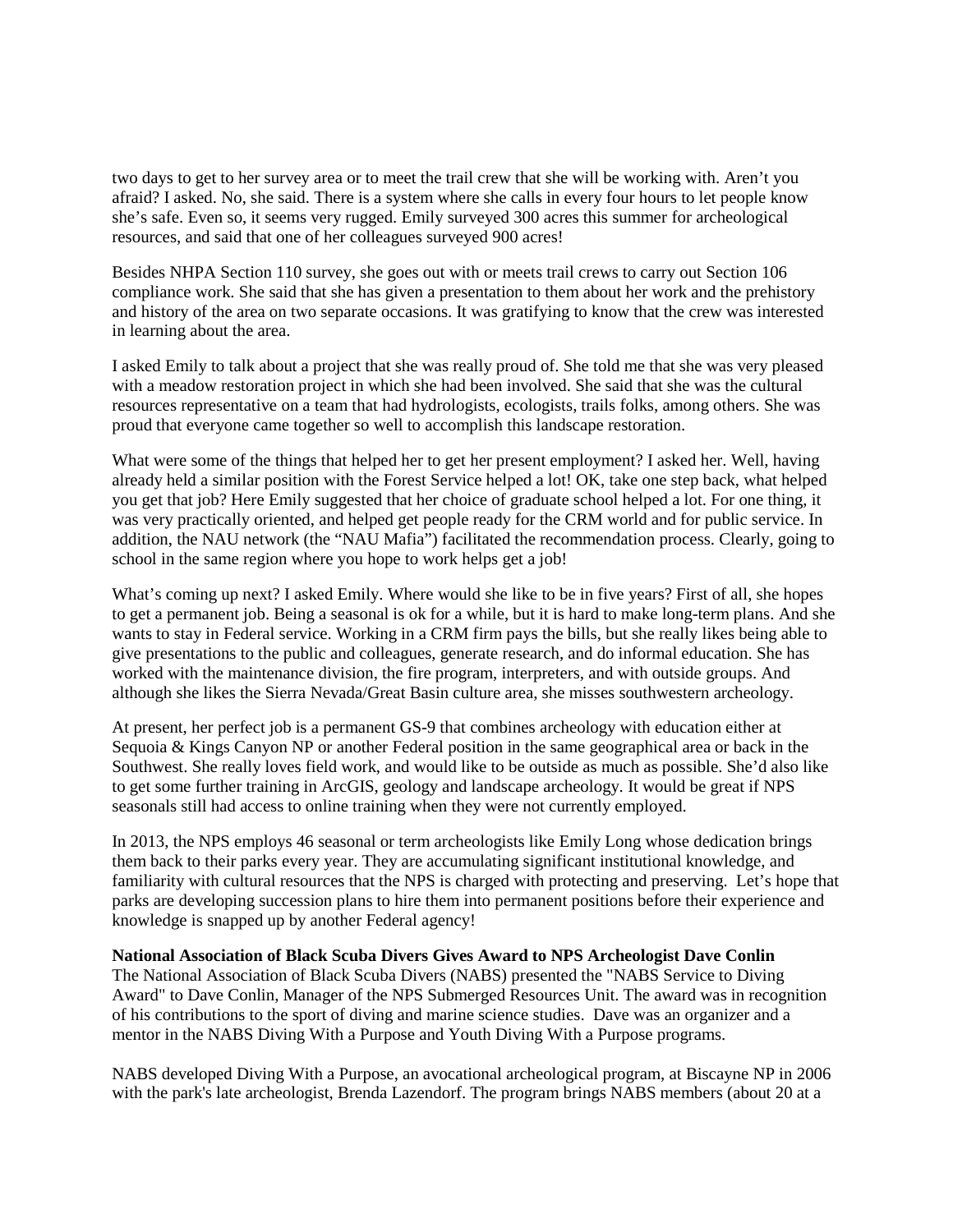two days to get to her survey area or to meet the trail crew that she will be working with. Aren't you afraid? I asked. No, she said. There is a system where she calls in every four hours to let people know she's safe. Even so, it seems very rugged. Emily surveyed 300 acres this summer for archeological resources, and said that one of her colleagues surveyed 900 acres!

Besides NHPA Section 110 survey, she goes out with or meets trail crews to carry out Section 106 compliance work. She said that she has given a presentation to them about her work and the prehistory and history of the area on two separate occasions. It was gratifying to know that the crew was interested in learning about the area.

I asked Emily to talk about a project that she was really proud of. She told me that she was very pleased with a meadow restoration project in which she had been involved. She said that she was the cultural resources representative on a team that had hydrologists, ecologists, trails folks, among others. She was proud that everyone came together so well to accomplish this landscape restoration.

What were some of the things that helped her to get her present employment? I asked her. Well, having already held a similar position with the Forest Service helped a lot! OK, take one step back, what helped you get that job? Here Emily suggested that her choice of graduate school helped a lot. For one thing, it was very practically oriented, and helped get people ready for the CRM world and for public service. In addition, the NAU network (the "NAU Mafia") facilitated the recommendation process. Clearly, going to school in the same region where you hope to work helps get a job!

What's coming up next? I asked Emily. Where would she like to be in five years? First of all, she hopes to get a permanent job. Being a seasonal is ok for a while, but it is hard to make long-term plans. And she wants to stay in Federal service. Working in a CRM firm pays the bills, but she really likes being able to give presentations to the public and colleagues, generate research, and do informal education. She has worked with the maintenance division, the fire program, interpreters, and with outside groups. And although she likes the Sierra Nevada/Great Basin culture area, she misses southwestern archeology.

At present, her perfect job is a permanent GS-9 that combines archeology with education either at Sequoia & Kings Canyon NP or another Federal position in the same geographical area or back in the Southwest. She really loves field work, and would like to be outside as much as possible. She'd also like to get some further training in ArcGIS, geology and landscape archeology. It would be great if NPS seasonals still had access to online training when they were not currently employed.

In 2013, the NPS employs 46 seasonal or term archeologists like Emily Long whose dedication brings them back to their parks every year. They are accumulating significant institutional knowledge, and familiarity with cultural resources that the NPS is charged with protecting and preserving. Let's hope that parks are developing succession plans to hire them into permanent positions before their experience and knowledge is snapped up by another Federal agency!

**National Association of Black Scuba Divers Gives Award to NPS Archeologist Dave Conlin**

The National Association of Black Scuba Divers (NABS) presented the "NABS Service to Diving Award" to Dave Conlin, Manager of the NPS Submerged Resources Unit. The award was in recognition of his contributions to the sport of diving and marine science studies. Dave was an organizer and a mentor in the NABS Diving With a Purpose and Youth Diving With a Purpose programs.

NABS developed Diving With a Purpose, an avocational archeological program, at Biscayne NP in 2006 with the park's late archeologist, Brenda Lazendorf. The program brings NABS members (about 20 at a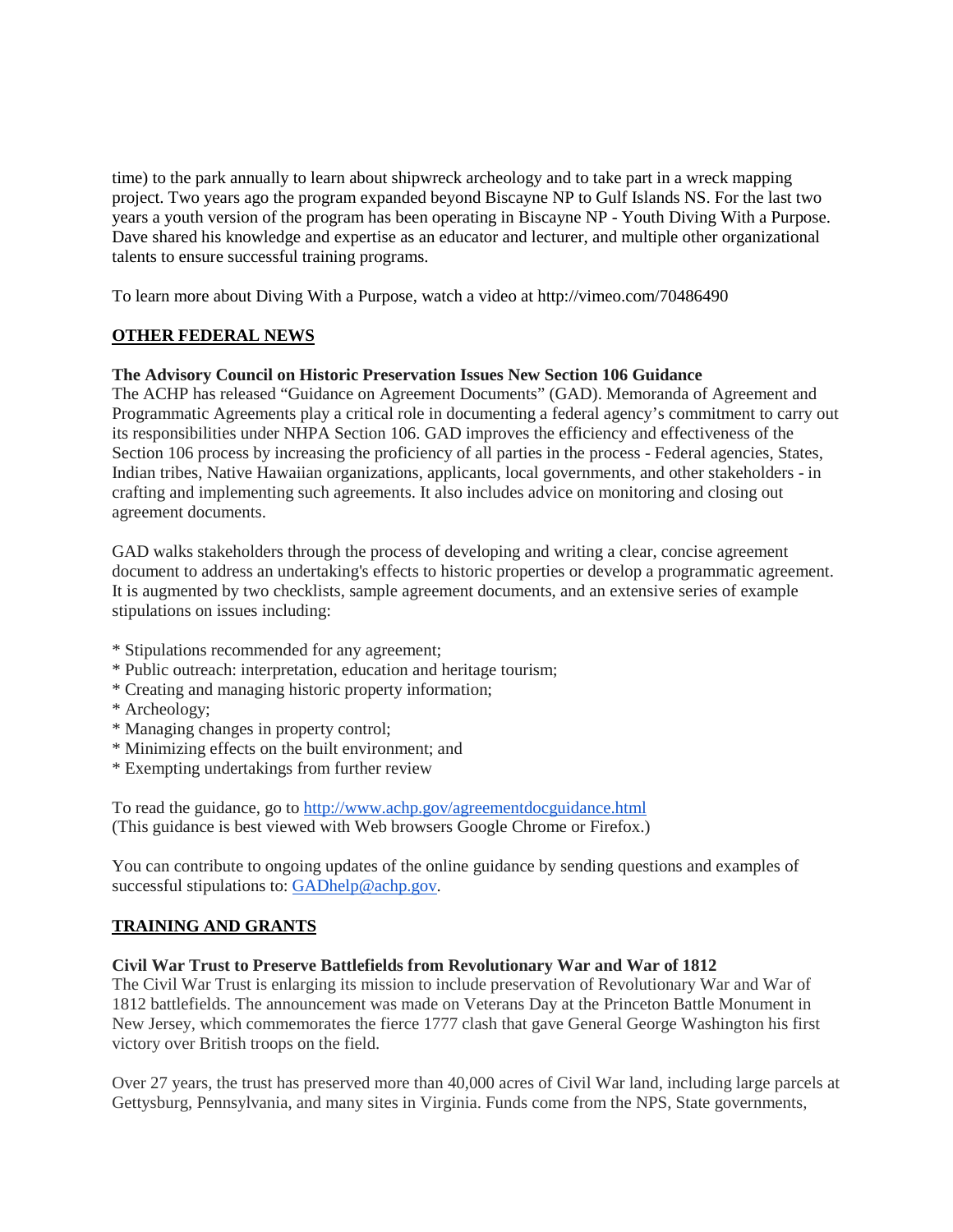time) to the park annually to learn about shipwreck archeology and to take part in a wreck mapping project. Two years ago the program expanded beyond Biscayne NP to Gulf Islands NS. For the last two years a youth version of the program has been operating in Biscayne NP - Youth Diving With a Purpose. Dave shared his knowledge and expertise as an educator and lecturer, and multiple other organizational talents to ensure successful training programs.

To learn more about Diving With a Purpose, watch a video at http://vimeo.com/70486490

## OTHER FEDERAL NEWS

**The Advisory Council on Historic Preservation Issues New Section 106 Guidance**

The ACHP has released "Guidance on Agreement Documents" (GAD). Memoranda of Agreement and Programmatic Agreements play a critical role in documenting a federal agency's commitment to carry out its responsibilities under NHPA Section 106. GAD improves the efficiency and effectiveness of the Section 106 process by increasing the proficiency of all parties in the process - Federal agencies, States, Indian tribes, Native Hawaiian organizations, applicants, local governments, and other stakeholders - in crafting and implementing such agreements. It also includes advice on monitoring and closing out agreement documents.

GAD walks stakeholders through the process of developing and writing a clear, concise agreement document to address an undertaking's effects to historic properties or develop a programmatic agreement. It is augmented by two checklists, sample agreement documents, and an extensive series of example stipulations on issues including:

* Stipulations recommended for any agreement;
* Public outreach: interpretation, education and heritage tourism;
* Creating and managing historic property information;
* Archeology;
* Managing changes in property control;
* Minimizing effects on the built environment; and
* Exempting undertakings from further review

To read the guidance, go to http://www.achp.gov/agreementdocguidance.html
(This guidance is best viewed with Web browsers Google Chrome or Firefox.)

You can contribute to ongoing updates of the online guidance by sending questions and examples of successful stipulations to: GADhelp@achp.gov.

## TRAINING AND GRANTS

**Civil War Trust to Preserve Battlefields from Revolutionary War and War of 1812**

The Civil War Trust is enlarging its mission to include preservation of Revolutionary War and War of 1812 battlefields. The announcement was made on Veterans Day at the Princeton Battle Monument in New Jersey, which commemorates the fierce 1777 clash that gave General George Washington his first victory over British troops on the field.

Over 27 years, the trust has preserved more than 40,000 acres of Civil War land, including large parcels at Gettysburg, Pennsylvania, and many sites in Virginia. Funds come from the NPS, State governments,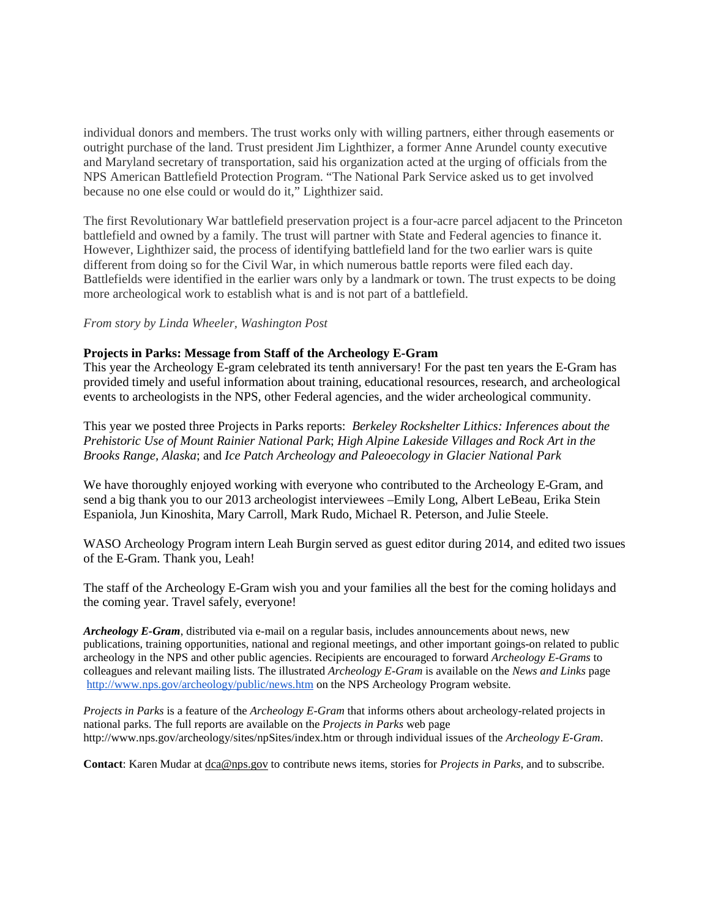individual donors and members. The trust works only with willing partners, either through easements or outright purchase of the land. Trust president Jim Lighthizer, a former Anne Arundel county executive and Maryland secretary of transportation, said his organization acted at the urging of officials from the NPS American Battlefield Protection Program. "The National Park Service asked us to get involved because no one else could or would do it," Lighthizer said.

The first Revolutionary War battlefield preservation project is a four-acre parcel adjacent to the Princeton battlefield and owned by a family. The trust will partner with State and Federal agencies to finance it. However, Lighthizer said, the process of identifying battlefield land for the two earlier wars is quite different from doing so for the Civil War, in which numerous battle reports were filed each day. Battlefields were identified in the earlier wars only by a landmark or town. The trust expects to be doing more archeological work to establish what is and is not part of a battlefield.

*From story by Linda Wheeler, Washington Post*

**Projects in Parks: Message from Staff of the Archeology E-Gram**

This year the Archeology E-gram celebrated its tenth anniversary! For the past ten years the E-Gram has provided timely and useful information about training, educational resources, research, and archeological events to archeologists in the NPS, other Federal agencies, and the wider archeological community.

This year we posted three Projects in Parks reports: *Berkeley Rockshelter Lithics: Inferences about the Prehistoric Use of Mount Rainier National Park*; *High Alpine Lakeside Villages and Rock Art in the Brooks Range, Alaska*; and *Ice Patch Archeology and Paleoecology in Glacier National Park*

We have thoroughly enjoyed working with everyone who contributed to the Archeology E-Gram, and send a big thank you to our 2013 archeologist interviewees –Emily Long, Albert LeBeau, Erika Stein Espaniola, Jun Kinoshita, Mary Carroll, Mark Rudo, Michael R. Peterson, and Julie Steele.

WASO Archeology Program intern Leah Burgin served as guest editor during 2014, and edited two issues of the E-Gram. Thank you, Leah!

The staff of the Archeology E-Gram wish you and your families all the best for the coming holidays and the coming year. Travel safely, everyone!

***Archeology E-Gram***, distributed via e-mail on a regular basis, includes announcements about news, new publications, training opportunities, national and regional meetings, and other important goings-on related to public archeology in the NPS and other public agencies. Recipients are encouraged to forward *Archeology E-Grams* to colleagues and relevant mailing lists. The illustrated *Archeology E-Gram* is available on the *News and Links* page http://www.nps.gov/archeology/public/news.htm on the NPS Archeology Program website.

*Projects in Parks* is a feature of the *Archeology E-Gram* that informs others about archeology-related projects in national parks. The full reports are available on the *Projects in Parks* web page http://www.nps.gov/archeology/sites/npSites/index.htm or through individual issues of the *Archeology E-Gram*.

**Contact**: Karen Mudar at dca@nps.gov to contribute news items, stories for *Projects in Parks*, and to subscribe.